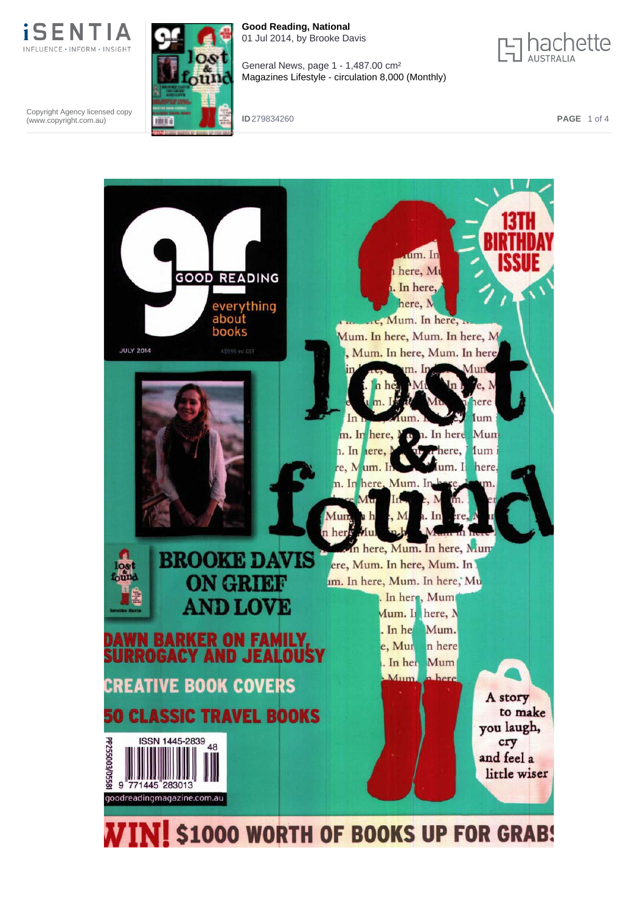**Good Reading, National**
01 Jul 2014, by Brooke Davis

General News, page 1 - 1,487.00 cm²
Magazines Lifestyle - circulation 8,000 (Monthly)

Copyright Agency licensed copy (www.copyright.com.au)

ID 279834260

# GOOD READING

everything about books

JULY 2014

13TH BIRTHDAY ISSUE

## BROOKE DAVIS ON GRIEF AND LOVE

## DAWN BARKER ON FAMILY, SURROGACY AND JEALOUSY

## CREATIVE BOOK COVERS

## 50 CLASSIC TRAVEL BOOKS

lost & found

A story to make you laugh, cry and feel a little wiser

ISSN 1445-2839

goodreadingmagazine.com.au

## WIN! $1000 WORTH OF BOOKS UP FOR GRABS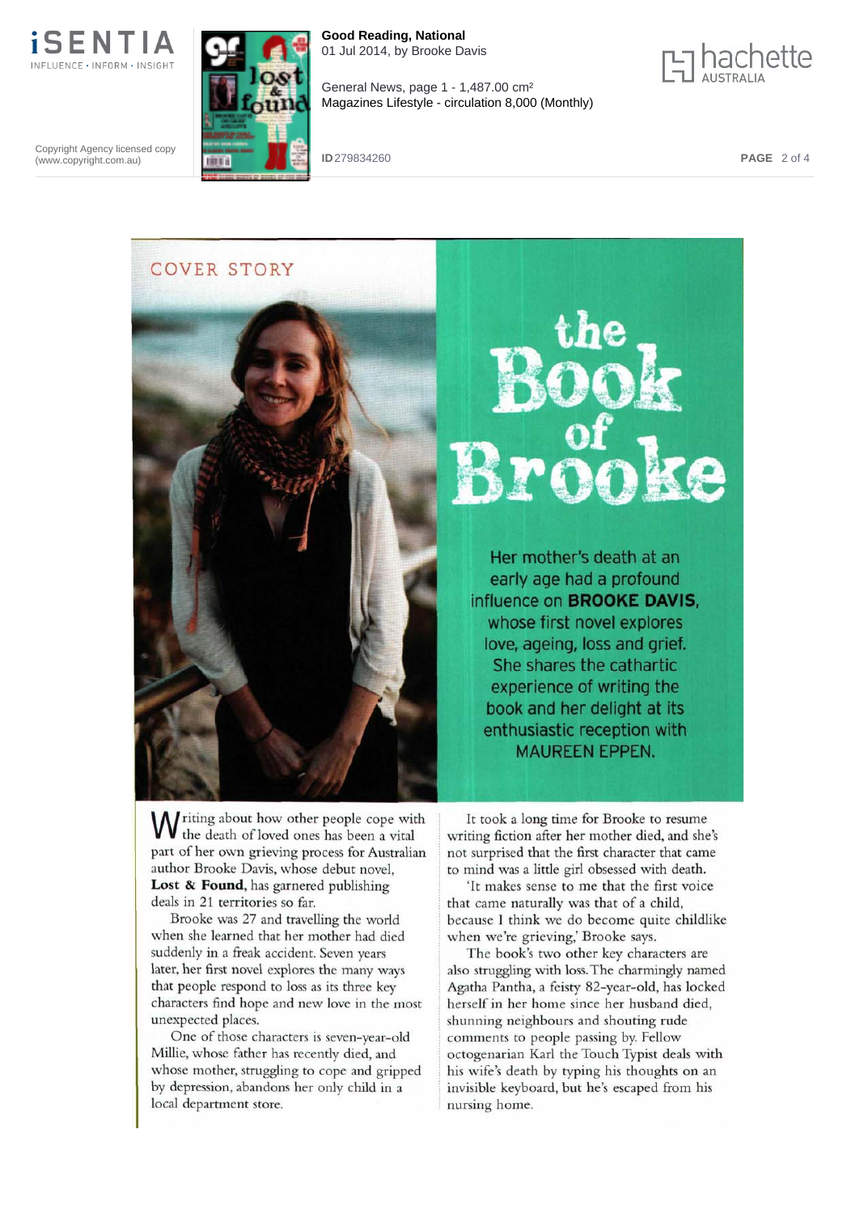COVER STORY

# the Book of Brooke

Her mother's death at an early age had a profound influence on **BROOKE DAVIS**, whose first novel explores love, ageing, loss and grief. She shares the cathartic experience of writing the book and her delight at its enthusiastic reception with MAUREEN EPPEN.

Writing about how other people cope with the death of loved ones has been a vital part of her own grieving process for Australian author Brooke Davis, whose debut novel, **Lost & Found**, has garnered publishing deals in 21 territories so far.

Brooke was 27 and travelling the world when she learned that her mother had died suddenly in a freak accident. Seven years later, her first novel explores the many ways that people respond to loss as its three key characters find hope and new love in the most unexpected places.

One of those characters is seven-year-old Millie, whose father has recently died, and whose mother, struggling to cope and gripped by depression, abandons her only child in a local department store.

It took a long time for Brooke to resume writing fiction after her mother died, and she's not surprised that the first character that came to mind was a little girl obsessed with death.

'It makes sense to me that the first voice that came naturally was that of a child, because I think we do become quite childlike when we're grieving,' Brooke says.

The book's two other key characters are also struggling with loss. The charmingly named Agatha Pantha, a feisty 82-year-old, has locked herself in her home since her husband died, shunning neighbours and shouting rude comments to people passing by. Fellow octogenarian Karl the Touch Typist deals with his wife's death by typing his thoughts on an invisible keyboard, but he's escaped from his nursing home.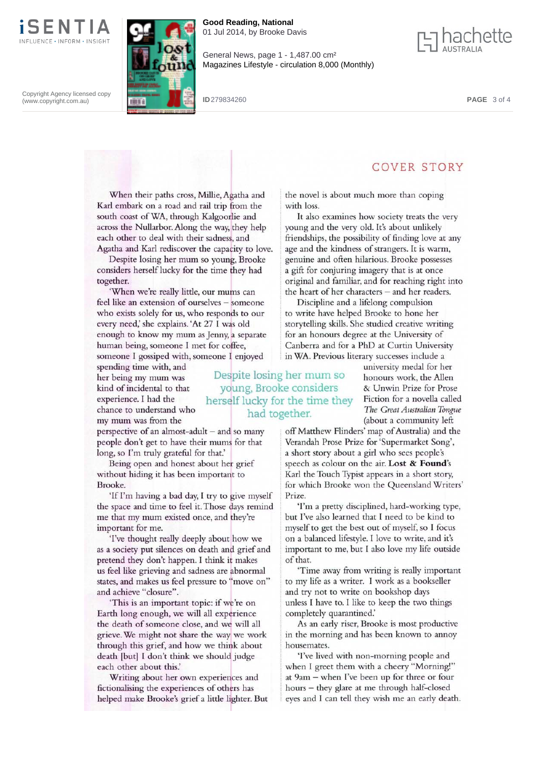## COVER STORY

When their paths cross, Millie, Agatha and Karl embark on a road and rail trip from the south coast of WA, through Kalgoorlie and across the Nullarbor. Along the way, they help each other to deal with their sadness, and Agatha and Karl rediscover the capacity to love.

Despite losing her mum so young, Brooke considers herself lucky for the time they had together.

'When we're really little, our mums can feel like an extension of ourselves – someone who exists solely for us, who responds to our every need,' she explains. 'At 27 I was old enough to know my mum as Jenny, a separate human being, someone I met for coffee, someone I gossiped with, someone I enjoyed spending time with, and her being my mum was kind of incidental to that experience. I had the chance to understand who my mum was from the perspective of an almost-adult – and so many people don't get to have their mums for that long, so I'm truly grateful for that.'

> Despite losing her mum so young, Brooke considers herself lucky for the time they had together.

Being open and honest about her grief without hiding it has been important to Brooke.

'If I'm having a bad day, I try to give myself the space and time to feel it. Those days remind me that my mum existed once, and they're important for me.

'I've thought really deeply about how we as a society put silences on death and grief and pretend they don't happen. I think it makes us feel like grieving and sadness are abnormal states, and makes us feel pressure to "move on" and achieve "closure".

'This is an important topic: if we're on Earth long enough, we will all experience the death of someone close, and we will all grieve. We might not share the way we work through this grief, and how we think about death [but] I don't think we should judge each other about this.'

Writing about her own experiences and fictionalising the experiences of others has helped make Brooke's grief a little lighter. But the novel is about much more than coping with loss.

It also examines how society treats the very young and the very old. It's about unlikely friendships, the possibility of finding love at any age and the kindness of strangers. It is warm, genuine and often hilarious. Brooke possesses a gift for conjuring imagery that is at once original and familiar, and for reaching right into the heart of her characters – and her readers.

Discipline and a lifelong compulsion to write have helped Brooke to hone her storytelling skills. She studied creative writing for an honours degree at the University of Canberra and for a PhD at Curtin University in WA. Previous literary successes include a university medal for her honours work, the Allen & Unwin Prize for Prose Fiction for a novella called *The Great Australian Tongue* (about a community left off Matthew Flinders' map of Australia) and the Verandah Prose Prize for 'Supermarket Song', a short story about a girl who sees people's speech as colour on the air. **Lost & Found**'s Karl the Touch Typist appears in a short story, for which Brooke won the Queensland Writers' Prize.

'I'm a pretty disciplined, hard-working type, but I've also learned that I need to be kind to myself to get the best out of myself, so I focus on a balanced lifestyle. I love to write, and it's important to me, but I also love my life outside of that.

'Time away from writing is really important to my life as a writer. I work as a bookseller and try not to write on bookshop days unless I have to. I like to keep the two things completely quarantined.'

As an early riser, Brooke is most productive in the morning and has been known to annoy housemates.

'I've lived with non-morning people and when I greet them with a cheery "Morning!" at 9am – when I've been up for three or four hours – they glare at me through half-closed eyes and I can tell they wish me an early death.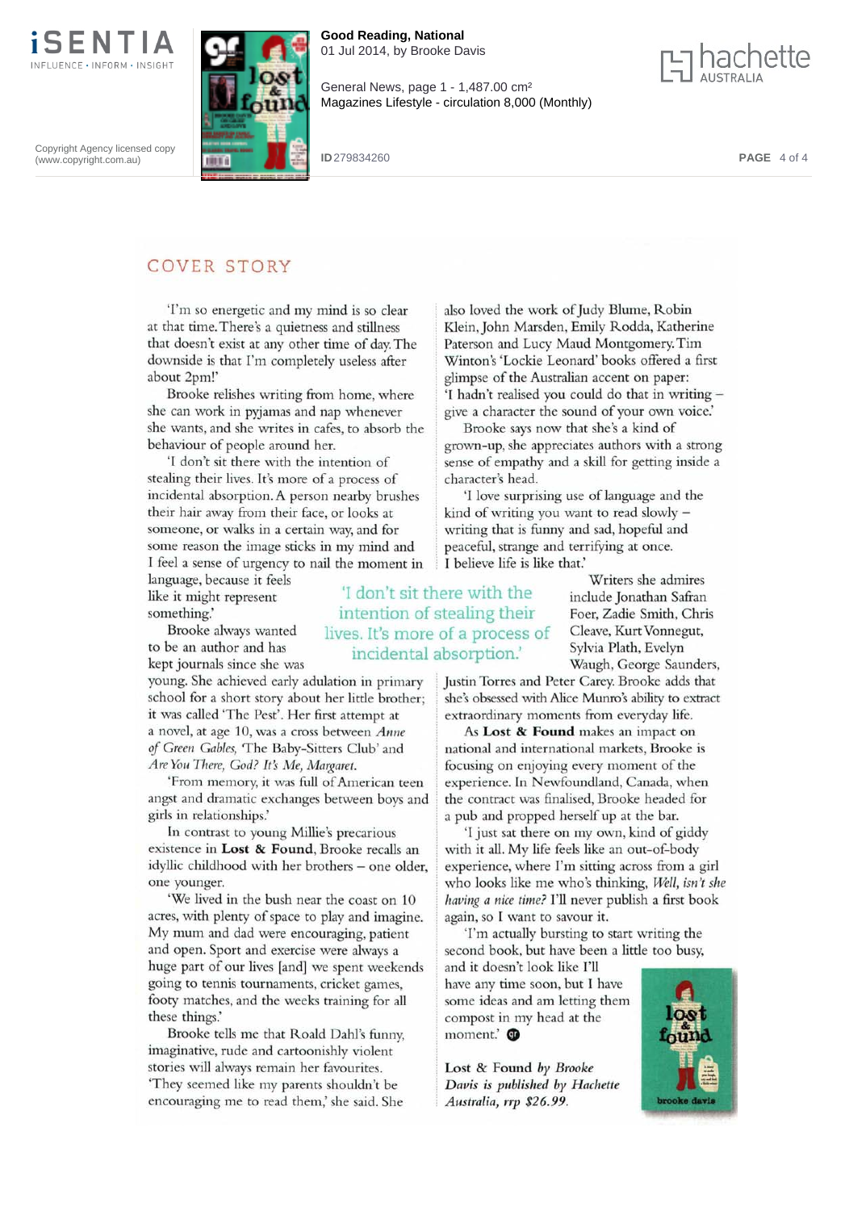## COVER STORY

'I'm so energetic and my mind is so clear at that time. There's a quietness and stillness that doesn't exist at any other time of day. The downside is that I'm completely useless after about 2pm!'

Brooke relishes writing from home, where she can work in pyjamas and nap whenever she wants, and she writes in cafes, to absorb the behaviour of people around her.

'I don't sit there with the intention of stealing their lives. It's more of a process of incidental absorption. A person nearby brushes their hair away from their face, or looks at someone, or walks in a certain way, and for some reason the image sticks in my mind and I feel a sense of urgency to nail the moment in language, because it feels like it might represent something.'

> 'I don't sit there with the intention of stealing their lives. It's more of a process of incidental absorption.'

Brooke always wanted to be an author and has kept journals since she was young. She achieved early adulation in primary school for a short story about her little brother; it was called 'The Pest'. Her first attempt at a novel, at age 10, was a cross between *Anne of Green Gables*, 'The Baby-Sitters Club' and *Are You There, God? It's Me, Margaret*.

'From memory, it was full of American teen angst and dramatic exchanges between boys and girls in relationships.'

In contrast to young Millie's precarious existence in **Lost & Found**, Brooke recalls an idyllic childhood with her brothers – one older, one younger.

'We lived in the bush near the coast on 10 acres, with plenty of space to play and imagine. My mum and dad were encouraging, patient and open. Sport and exercise were always a huge part of our lives [and] we spent weekends going to tennis tournaments, cricket games, footy matches, and the weeks training for all these things.'

Brooke tells me that Roald Dahl's funny, imaginative, rude and cartoonishly violent stories will always remain her favourites. 'They seemed like my parents shouldn't be encouraging me to read them,' she said. She also loved the work of Judy Blume, Robin Klein, John Marsden, Emily Rodda, Katherine Paterson and Lucy Maud Montgomery. Tim Winton's 'Lockie Leonard' books offered a first glimpse of the Australian accent on paper: 'I hadn't realised you could do that in writing – give a character the sound of your own voice.'

Brooke says now that she's a kind of grown-up, she appreciates authors with a strong sense of empathy and a skill for getting inside a character's head.

'I love surprising use of language and the kind of writing you want to read slowly – writing that is funny and sad, hopeful and peaceful, strange and terrifying at once. I believe life is like that.'

Writers she admires include Jonathan Safran Foer, Zadie Smith, Chris Cleave, Kurt Vonnegut, Sylvia Plath, Evelyn Waugh, George Saunders, Justin Torres and Peter Carey. Brooke adds that she's obsessed with Alice Munro's ability to extract extraordinary moments from everyday life.

As **Lost & Found** makes an impact on national and international markets, Brooke is focusing on enjoying every moment of the experience. In Newfoundland, Canada, when the contract was finalised, Brooke headed for a pub and propped herself up at the bar.

'I just sat there on my own, kind of giddy with it all. My life feels like an out-of-body experience, where I'm sitting across from a girl who looks like me who's thinking, *Well, isn't she having a nice time?* I'll never publish a first book again, so I want to savour it.

'I'm actually bursting to start writing the second book, but have been a little too busy, and it doesn't look like I'll have any time soon, but I have some ideas and am letting them compost in my head at the moment.' gr

*Lost & Found by Brooke Davis is published by Hachette Australia, rrp $26.99.*